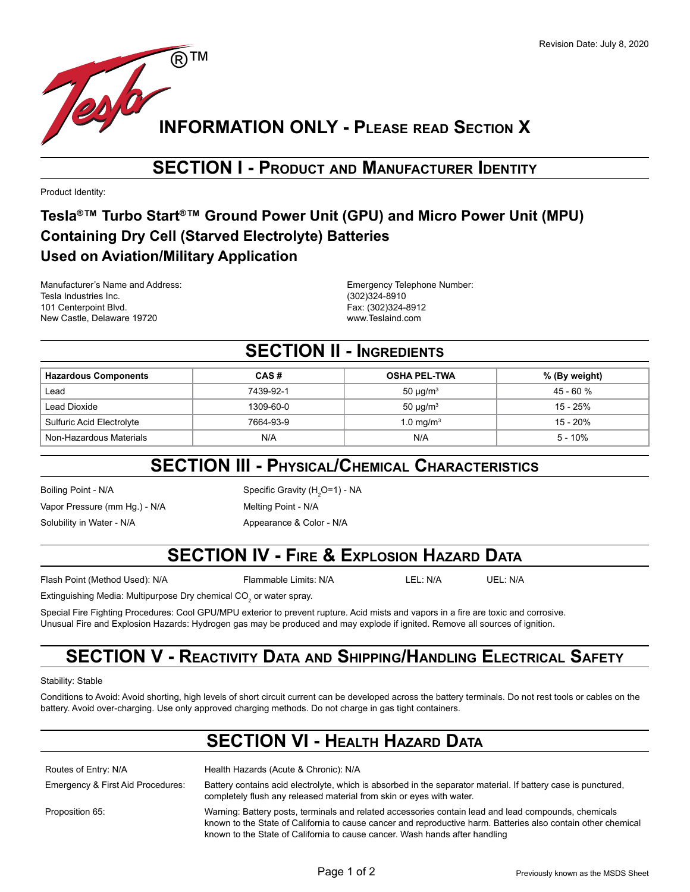Revision Date: July 8, 2020

# INFORMATION ONLY - PLEASE READ SECTION X

## SECTION I - PRODUCT AND MANUFACTURER IDENTITY

Product Identity:

### Tesla®™ Turbo Start®™ Ground Power Unit (GPU) and Micro Power Unit (MPU) Containing Dry Cell (Starved Electrolyte) Batteries Used on Aviation/Military Application

Manufacturer's Name and Address:
Tesla Industries Inc.
101 Centerpoint Blvd.
New Castle, Delaware 19720

Emergency Telephone Number:
(302)324-8910
Fax: (302)324-8912
www.Teslaind.com

## SECTION II - INGREDIENTS

| Hazardous Components | CAS # | OSHA PEL-TWA | % (By weight) |
|---|---|---|---|
| Lead | 7439-92-1 | 50 μg/m$^3$ | 45 - 60 % |
| Lead Dioxide | 1309-60-0 | 50 μg/m$^3$ | 15 - 25% |
| Sulfuric Acid Electrolyte | 7664-93-9 | 1.0 mg/m$^3$ | 15 - 20% |
| Non-Hazardous Materials | N/A | N/A | 5 - 10% |

## SECTION III - PHYSICAL/CHEMICAL CHARACTERISTICS

Boiling Point - N/A

Vapor Pressure (mm Hg.) - N/A

Solubility in Water - N/A

Specific Gravity ($H_2O$=1) - NA

Melting Point - N/A

Appearance & Color - N/A

## SECTION IV - FIRE & EXPLOSION HAZARD DATA

Flash Point (Method Used): N/A    Flammable Limits: N/A    LEL: N/A    UEL: N/A

Extinguishing Media: Multipurpose Dry chemical $CO_2$ or water spray.

Special Fire Fighting Procedures: Cool GPU/MPU exterior to prevent rupture. Acid mists and vapors in a fire are toxic and corrosive.
Unusual Fire and Explosion Hazards: Hydrogen gas may be produced and may explode if ignited. Remove all sources of ignition.

## SECTION V - REACTIVITY DATA AND SHIPPING/HANDLING ELECTRICAL SAFETY

Stability: Stable

Conditions to Avoid: Avoid shorting, high levels of short circuit current can be developed across the battery terminals. Do not rest tools or cables on the battery. Avoid over-charging. Use only approved charging methods. Do not charge in gas tight containers.

## SECTION VI - HEALTH HAZARD DATA

Routes of Entry: N/A

Health Hazards (Acute & Chronic): N/A

Emergency & First Aid Procedures: Battery contains acid electrolyte, which is absorbed in the separator material. If battery case is punctured, completely flush any released material from skin or eyes with water.

Proposition 65: Warning: Battery posts, terminals and related accessories contain lead and lead compounds, chemicals known to the State of California to cause cancer and reproductive harm. Batteries also contain other chemical known to the State of California to cause cancer. Wash hands after handling

Previously known as the MSDS Sheet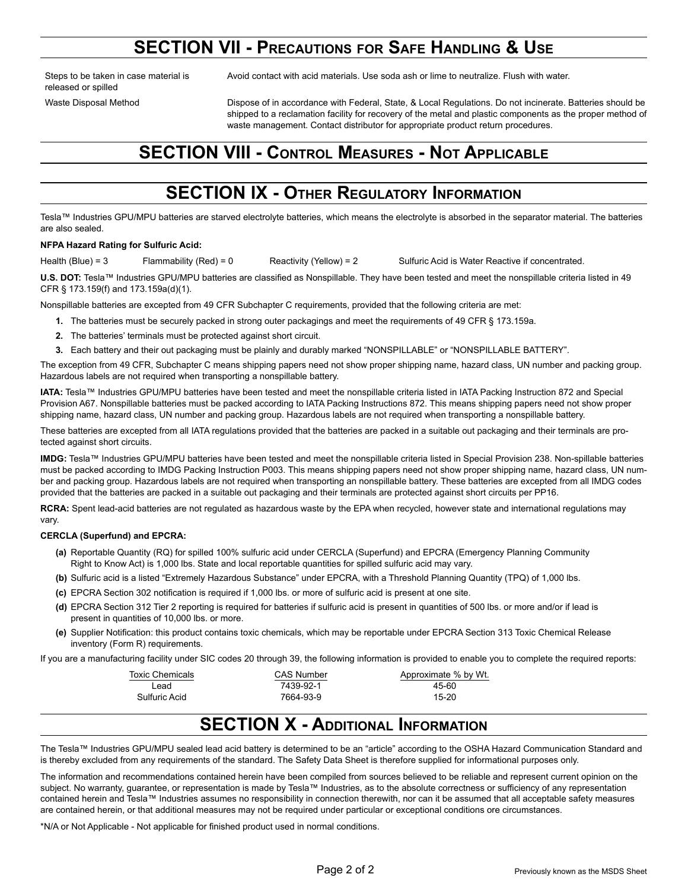## SECTION VII - Precautions for Safe Handling & Use

| | |
|---|---|
| Steps to be taken in case material is released or spilled | Avoid contact with acid materials. Use soda ash or lime to neutralize. Flush with water. |
| Waste Disposal Method | Dispose of in accordance with Federal, State, & Local Regulations. Do not incinerate. Batteries should be shipped to a reclamation facility for recovery of the metal and plastic components as the proper method of waste management. Contact distributor for appropriate product return procedures. |

## SECTION VIII - Control Measures - Not Applicable

## SECTION IX - Other Regulatory Information

Tesla™ Industries GPU/MPU batteries are starved electrolyte batteries, which means the electrolyte is absorbed in the separator material. The batteries are also sealed.

**NFPA Hazard Rating for Sulfuric Acid:**

Health (Blue) = 3 Flammability (Red) = 0 Reactivity (Yellow) = 2 Sulfuric Acid is Water Reactive if concentrated.

**U.S. DOT:** Tesla™ Industries GPU/MPU batteries are classified as Nonspillable. They have been tested and meet the nonspillable criteria listed in 49 CFR § 173.159(f) and 173.159a(d)(1).

Nonspillable batteries are excepted from 49 CFR Subchapter C requirements, provided that the following criteria are met:

1. The batteries must be securely packed in strong outer packagings and meet the requirements of 49 CFR § 173.159a.
2. The batteries' terminals must be protected against short circuit.
3. Each battery and their out packaging must be plainly and durably marked "NONSPILLABLE" or "NONSPILLABLE BATTERY".

The exception from 49 CFR, Subchapter C means shipping papers need not show proper shipping name, hazard class, UN number and packing group. Hazardous labels are not required when transporting a nonspillable battery.

**IATA:** Tesla™ Industries GPU/MPU batteries have been tested and meet the nonspillable criteria listed in IATA Packing Instruction 872 and Special Provision A67. Nonspillable batteries must be packed according to IATA Packing Instructions 872. This means shipping papers need not show proper shipping name, hazard class, UN number and packing group. Hazardous labels are not required when transporting a nonspillable battery.

These batteries are excepted from all IATA regulations provided that the batteries are packed in a suitable out packaging and their terminals are protected against short circuits.

**IMDG:** Tesla™ Industries GPU/MPU batteries have been tested and meet the nonspillable criteria listed in Special Provision 238. Non-spillable batteries must be packed according to IMDG Packing Instruction P003. This means shipping papers need not show proper shipping name, hazard class, UN number and packing group. Hazardous labels are not required when transporting an nonspillable battery. These batteries are excepted from all IMDG codes provided that the batteries are packed in a suitable out packaging and their terminals are protected against short circuits per PP16.

**RCRA:** Spent lead-acid batteries are not regulated as hazardous waste by the EPA when recycled, however state and international regulations may vary.

**CERCLA (Superfund) and EPCRA:**

- **(a)** Reportable Quantity (RQ) for spilled 100% sulfuric acid under CERCLA (Superfund) and EPCRA (Emergency Planning Community Right to Know Act) is 1,000 lbs. State and local reportable quantities for spilled sulfuric acid may vary.
- **(b)** Sulfuric acid is a listed "Extremely Hazardous Substance" under EPCRA, with a Threshold Planning Quantity (TPQ) of 1,000 lbs.
- **(c)** EPCRA Section 302 notification is required if 1,000 lbs. or more of sulfuric acid is present at one site.
- **(d)** EPCRA Section 312 Tier 2 reporting is required for batteries if sulfuric acid is present in quantities of 500 lbs. or more and/or if lead is present in quantities of 10,000 lbs. or more.
- **(e)** Supplier Notification: this product contains toxic chemicals, which may be reportable under EPCRA Section 313 Toxic Chemical Release inventory (Form R) requirements.

If you are a manufacturing facility under SIC codes 20 through 39, the following information is provided to enable you to complete the required reports:

| Toxic Chemicals | CAS Number | Approximate % by Wt. |
|---|---|---|
| Lead | 7439-92-1 | 45-60 |
| Sulfuric Acid | 7664-93-9 | 15-20 |

## SECTION X - Additional Information

The Tesla™ Industries GPU/MPU sealed lead acid battery is determined to be an "article" according to the OSHA Hazard Communication Standard and is thereby excluded from any requirements of the standard. The Safety Data Sheet is therefore supplied for informational purposes only.

The information and recommendations contained herein have been compiled from sources believed to be reliable and represent current opinion on the subject. No warranty, guarantee, or representation is made by Tesla™ Industries, as to the absolute correctness or sufficiency of any representation contained herein and Tesla™ Industries assumes no responsibility in connection therewith, nor can it be assumed that all acceptable safety measures are contained herein, or that additional measures may not be required under particular or exceptional conditions ore circumstances.

*N/A or Not Applicable - Not applicable for finished product used in normal conditions.